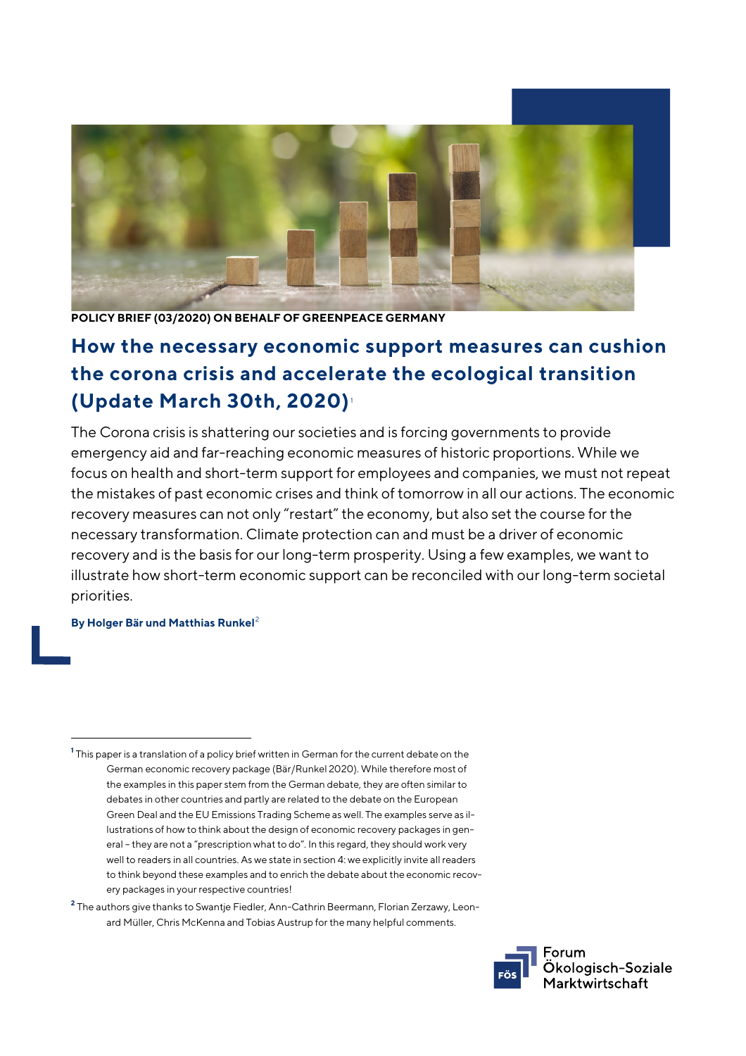POLICY BRIEF (03/2020) ON BEHALF OF GREENPEACE GERMANY

# How the necessary economic support measures can cushion the corona crisis and accelerate the ecological transition (Update March 30th, 2020)[1]

The Corona crisis is shattering our societies and is forcing governments to provide emergency aid and far-reaching economic measures of historic proportions. While we focus on health and short-term support for employees and companies, we must not repeat the mistakes of past economic crises and think of tomorrow in all our actions. The economic recovery measures can not only "restart" the economy, but also set the course for the necessary transformation. Climate protection can and must be a driver of economic recovery and is the basis for our long-term prosperity. Using a few examples, we want to illustrate how short-term economic support can be reconciled with our long-term societal priorities.

**By Holger Bär und Matthias Runkel**[2]

---

[1] This paper is a translation of a policy brief written in German for the current debate on the German economic recovery package (Bär/Runkel 2020). While therefore most of the examples in this paper stem from the German debate, they are often similar to debates in other countries and partly are related to the debate on the European Green Deal and the EU Emissions Trading Scheme as well. The examples serve as illustrations of how to think about the design of economic recovery packages in general - they are not a "prescription what to do". In this regard, they should work very well to readers in all countries. As we state in section 4: we explicitly invite all readers to think beyond these examples and to enrich the debate about the economic recovery packages in your respective countries!

[2] The authors give thanks to Swantje Fiedler, Ann-Cathrin Beermann, Florian Zerzawy, Leonard Müller, Chris McKenna and Tobias Austrup for the many helpful comments.

FÖS Forum Ökologisch-Soziale Marktwirtschaft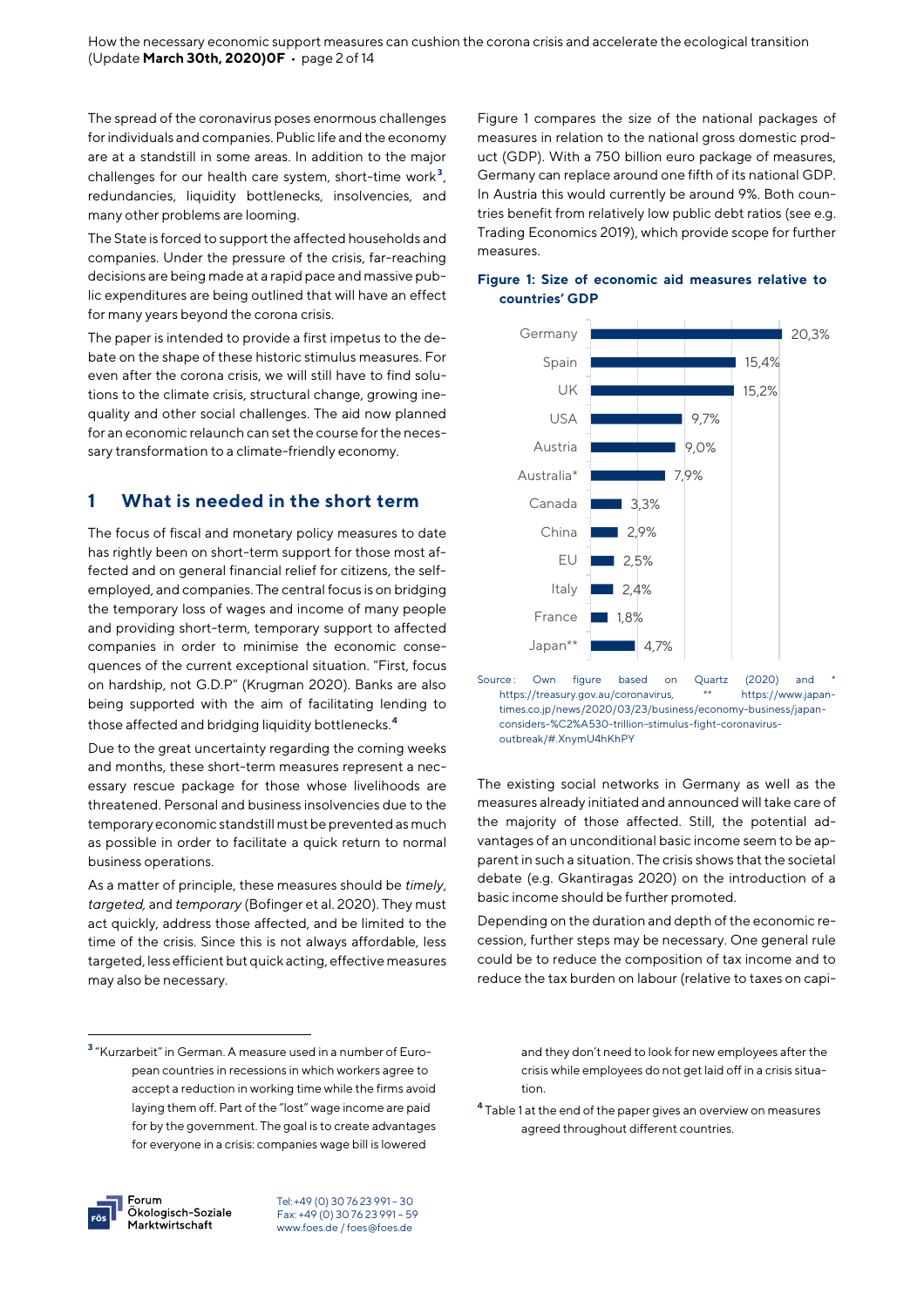The spread of the coronavirus poses enormous challenges for individuals and companies. Public life and the economy are at a standstill in some areas. In addition to the major challenges for our health care system, short-time work[3], redundancies, liquidity bottlenecks, insolvencies, and many other problems are looming.

The State is forced to support the affected households and companies. Under the pressure of the crisis, far-reaching decisions are being made at a rapid pace and massive public expenditures are being outlined that will have an effect for many years beyond the corona crisis.

The paper is intended to provide a first impetus to the debate on the shape of these historic stimulus measures. For even after the corona crisis, we will still have to find solutions to the climate crisis, structural change, growing inequality and other social challenges. The aid now planned for an economic relaunch can set the course for the necessary transformation to a climate-friendly economy.

## 1 What is needed in the short term

The focus of fiscal and monetary policy measures to date has rightly been on short-term support for those most affected and on general financial relief for citizens, the self-employed, and companies. The central focus is on bridging the temporary loss of wages and income of many people and providing short-term, temporary support to affected companies in order to minimise the economic consequences of the current exceptional situation. "First, focus on hardship, not G.D.P" (Krugman 2020). Banks are also being supported with the aim of facilitating lending to those affected and bridging liquidity bottlenecks.[4]

Due to the great uncertainty regarding the coming weeks and months, these short-term measures represent a necessary rescue package for those whose livelihoods are threatened. Personal and business insolvencies due to the temporary economic standstill must be prevented as much as possible in order to facilitate a quick return to normal business operations.

As a matter of principle, these measures should be *timely*, *targeted*, and *temporary* (Bofinger et al. 2020). They must act quickly, address those affected, and be limited to the time of the crisis. Since this is not always affordable, less targeted, less efficient but quick acting, effective measures may also be necessary.

Figure 1 compares the size of the national packages of measures in relation to the national gross domestic product (GDP). With a 750 billion euro package of measures, Germany can replace around one fifth of its national GDP. In Austria this would currently be around 9%. Both countries benefit from relatively low public debt ratios (see e.g. Trading Economics 2019), which provide scope for further measures.

**Figure 1: Size of economic aid measures relative to countries' GDP**

| Country | Size relative to GDP |
|---|---|
| Germany | 20,3% |
| Spain | 15,4% |
| UK | 15,2% |
| USA | 9,7% |
| Austria | 9,0% |
| Australia* | 7,9% |
| Canada | 3,3% |
| China | 2,9% |
| EU | 2,5% |
| Italy | 2,4% |
| France | 1,8% |
| Japan** | 4,7% |

Source: Own figure based on Quartz (2020) and * https://treasury.gov.au/coronavirus, ** https://www.japantimes.co.jp/news/2020/03/23/business/economy-business/japan-considers-%C2%A530-trillion-stimulus-fight-coronavirus-outbreak/#.XnymU4hKhPY

The existing social networks in Germany as well as the measures already initiated and announced will take care of the majority of those affected. Still, the potential advantages of an unconditional basic income seem to be apparent in such a situation. The crisis shows that the societal debate (e.g. Gkantiragas 2020) on the introduction of a basic income should be further promoted.

Depending on the duration and depth of the economic recession, further steps may be necessary. One general rule could be to reduce the composition of tax income and to reduce the tax burden on labour (relative to taxes on capi-

---

[3] "Kurzarbeit" in German. A measure used in a number of European countries in recessions in which workers agree to accept a reduction in working time while the firms avoid laying them off. Part of the "lost" wage income are paid for by the government. The goal is to create advantages for everyone in a crisis: companies wage bill is lowered and they don't need to look for new employees after the crisis while employees do not get laid off in a crisis situation.

[4] Table 1 at the end of the paper gives an overview on measures agreed throughout different countries.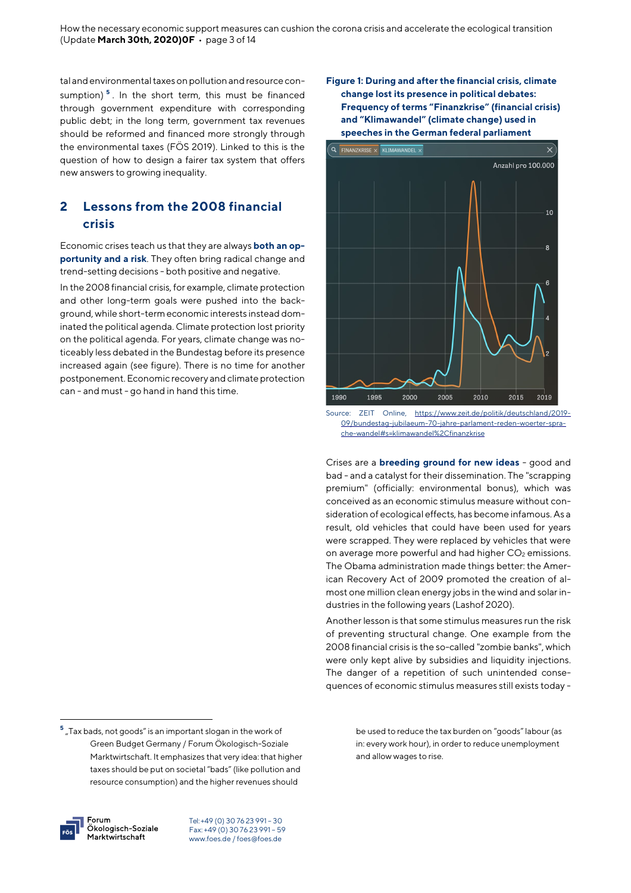tal and environmental taxes on pollution and resource consumption) [5]. In the short term, this must be financed through government expenditure with corresponding public debt; in the long term, government tax revenues should be reformed and financed more strongly through the environmental taxes (FÖS 2019). Linked to this is the question of how to design a fairer tax system that offers new answers to growing inequality.

## 2 Lessons from the 2008 financial crisis

Economic crises teach us that they are always **both an opportunity and a risk**. They often bring radical change and trend-setting decisions - both positive and negative.

In the 2008 financial crisis, for example, climate protection and other long-term goals were pushed into the background, while short-term economic interests instead dominated the political agenda. Climate protection lost priority on the political agenda. For years, climate change was noticeably less debated in the Bundestag before its presence increased again (see figure). There is no time for another postponement. Economic recovery and climate protection can - and must - go hand in hand this time.

**Figure 1: During and after the financial crisis, climate change lost its presence in political debates: Frequency of terms "Finanzkrise" (financial crisis) and "Klimawandel" (climate change) used in speeches in the German federal parliament**

Source: ZEIT Online, https://www.zeit.de/politik/deutschland/2019-09/bundestag-jubilaeum-70-jahre-parlament-reden-woerter-sprache-wandel#s=klimawandel%2Cfinanzkrise

Crises are a **breeding ground for new ideas** - good and bad - and a catalyst for their dissemination. The "scrapping premium" (officially: environmental bonus), which was conceived as an economic stimulus measure without consideration of ecological effects, has become infamous. As a result, old vehicles that could have been used for years were scrapped. They were replaced by vehicles that were on average more powerful and had higher $CO_2$ emissions. The Obama administration made things better: the American Recovery Act of 2009 promoted the creation of almost one million clean energy jobs in the wind and solar industries in the following years (Lashof 2020).

Another lesson is that some stimulus measures run the risk of preventing structural change. One example from the 2008 financial crisis is the so-called "zombie banks", which were only kept alive by subsidies and liquidity injections. The danger of a repetition of such unintended consequences of economic stimulus measures still exists today -

[5] „Tax bads, not goods" is an important slogan in the work of Green Budget Germany / Forum Ökologisch-Soziale Marktwirtschaft. It emphasizes that very idea: that higher taxes should be put on societal "bads" (like pollution and resource consumption) and the higher revenues should be used to reduce the tax burden on "goods" labour (as in: every work hour), in order to reduce unemployment and allow wages to rise.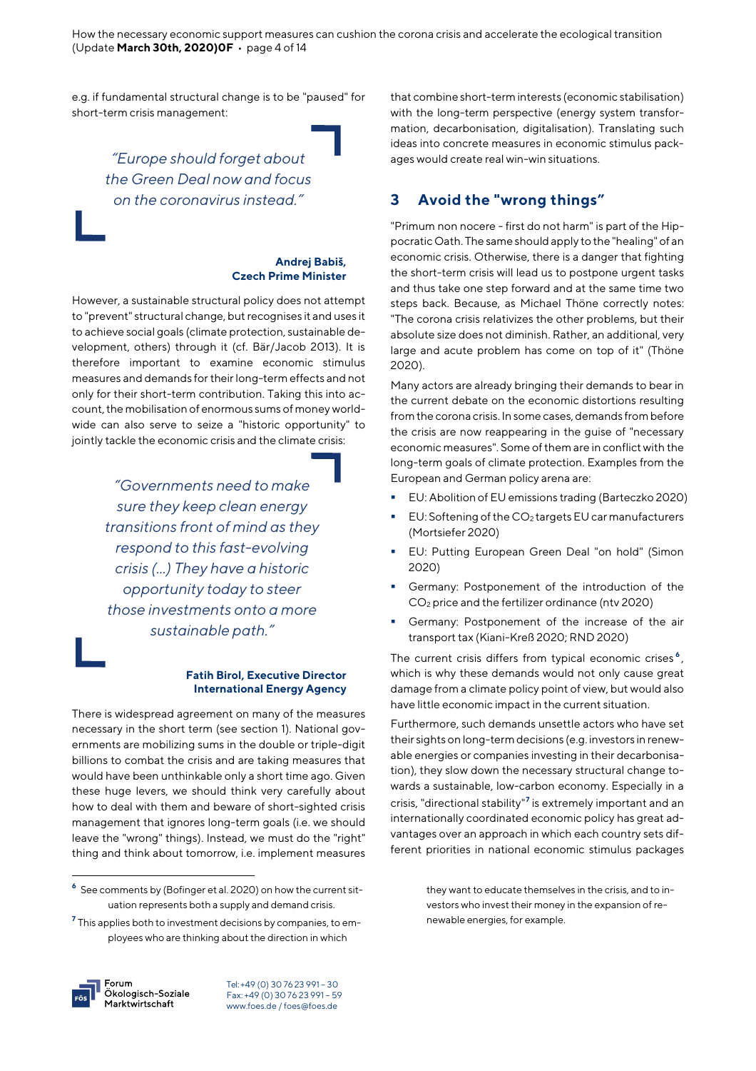e.g. if fundamental structural change is to be "paused" for short-term crisis management:

> *"Europe should forget about the Green Deal now and focus on the coronavirus instead."*
>
> **Andrej Babiš, Czech Prime Minister**

However, a sustainable structural policy does not attempt to "prevent" structural change, but recognises it and uses it to achieve social goals (climate protection, sustainable development, others) through it (cf. Bär/Jacob 2013). It is therefore important to examine economic stimulus measures and demands for their long-term effects and not only for their short-term contribution. Taking this into account, the mobilisation of enormous sums of money worldwide can also serve to seize a "historic opportunity" to jointly tackle the economic crisis and the climate crisis:

> *"Governments need to make sure they keep clean energy transitions front of mind as they respond to this fast-evolving crisis (...) They have a historic opportunity today to steer those investments onto a more sustainable path."*
>
> **Fatih Birol, Executive Director International Energy Agency**

There is widespread agreement on many of the measures necessary in the short term (see section 1). National governments are mobilizing sums in the double or triple-digit billions to combat the crisis and are taking measures that would have been unthinkable only a short time ago. Given these huge levers, we should think very carefully about how to deal with them and beware of short-sighted crisis management that ignores long-term goals (i.e. we should leave the "wrong" things). Instead, we must do the "right" thing and think about tomorrow, i.e. implement measures that combine short-term interests (economic stabilisation) with the long-term perspective (energy system transformation, decarbonisation, digitalisation). Translating such ideas into concrete measures in economic stimulus packages would create real win-win situations.

## 3 Avoid the "wrong things"

"Primum non nocere - first do not harm" is part of the Hippocratic Oath. The same should apply to the "healing" of an economic crisis. Otherwise, there is a danger that fighting the short-term crisis will lead us to postpone urgent tasks and thus take one step forward and at the same time two steps back. Because, as Michael Thöne correctly notes: "The corona crisis relativizes the other problems, but their absolute size does not diminish. Rather, an additional, very large and acute problem has come on top of it" (Thöne 2020).

Many actors are already bringing their demands to bear in the current debate on the economic distortions resulting from the corona crisis. In some cases, demands from before the crisis are now reappearing in the guise of "necessary economic measures". Some of them are in conflict with the long-term goals of climate protection. Examples from the European and German policy arena are:

- EU: Abolition of EU emissions trading (Barteczko 2020)
- EU: Softening of the $CO_2$ targets EU car manufacturers (Mortsiefer 2020)
- EU: Putting European Green Deal "on hold" (Simon 2020)
- Germany: Postponement of the introduction of the $CO_2$ price and the fertilizer ordinance (ntv 2020)
- Germany: Postponement of the increase of the air transport tax (Kiani-Kreß 2020; RND 2020)

The current crisis differs from typical economic crises[6], which is why these demands would not only cause great damage from a climate policy point of view, but would also have little economic impact in the current situation.

Furthermore, such demands unsettle actors who have set their sights on long-term decisions (e.g. investors in renewable energies or companies investing in their decarbonisation), they slow down the necessary structural change towards a sustainable, low-carbon economy. Especially in a crisis, "directional stability"[7] is extremely important and an internationally coordinated economic policy has great advantages over an approach in which each country sets different priorities in national economic stimulus packages

---

[6] See comments by (Bofinger et al. 2020) on how the current situation represents both a supply and demand crisis.

[7] This applies both to investment decisions by companies, to employees who are thinking about the direction in which they want to educate themselves in the crisis, and to investors who invest their money in the expansion of renewable energies, for example.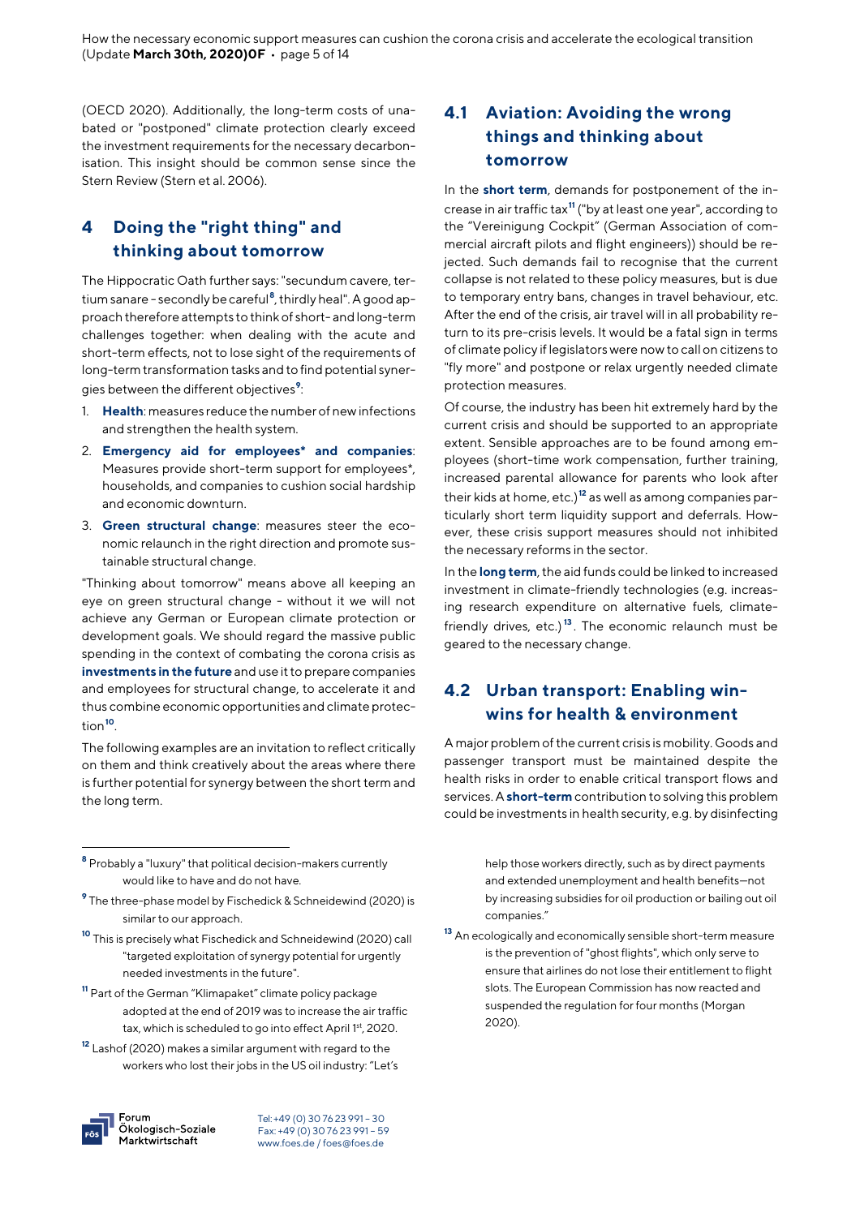(OECD 2020). Additionally, the long-term costs of unabated or "postponed" climate protection clearly exceed the investment requirements for the necessary decarbonisation. This insight should be common sense since the Stern Review (Stern et al. 2006).

## 4 Doing the "right thing" and thinking about tomorrow

The Hippocratic Oath further says: "secundum cavere, tertium sanare - secondly be careful[8], thirdly heal". A good approach therefore attempts to think of short- and long-term challenges together: when dealing with the acute and short-term effects, not to lose sight of the requirements of long-term transformation tasks and to find potential synergies between the different objectives[9]:

1. **Health**: measures reduce the number of new infections and strengthen the health system.
2. **Emergency aid for employees* and companies**: Measures provide short-term support for employees*, households, and companies to cushion social hardship and economic downturn.
3. **Green structural change**: measures steer the economic relaunch in the right direction and promote sustainable structural change.

"Thinking about tomorrow" means above all keeping an eye on green structural change - without it we will not achieve any German or European climate protection or development goals. We should regard the massive public spending in the context of combating the corona crisis as **investments in the future** and use it to prepare companies and employees for structural change, to accelerate it and thus combine economic opportunities and climate protection[10].

The following examples are an invitation to reflect critically on them and think creatively about the areas where there is further potential for synergy between the short term and the long term.

### 4.1 Aviation: Avoiding the wrong things and thinking about tomorrow

In the **short term**, demands for postponement of the increase in air traffic tax[11] ("by at least one year", according to the "Vereinigung Cockpit" (German Association of commercial aircraft pilots and flight engineers)) should be rejected. Such demands fail to recognise that the current collapse is not related to these policy measures, but is due to temporary entry bans, changes in travel behaviour, etc. After the end of the crisis, air travel will in all probability return to its pre-crisis levels. It would be a fatal sign in terms of climate policy if legislators were now to call on citizens to "fly more" and postpone or relax urgently needed climate protection measures.

Of course, the industry has been hit extremely hard by the current crisis and should be supported to an appropriate extent. Sensible approaches are to be found among employees (short-time work compensation, further training, increased parental allowance for parents who look after their kids at home, etc.)[12] as well as among companies particularly short term liquidity support and deferrals. However, these crisis support measures should not inhibited the necessary reforms in the sector.

In the **long term**, the aid funds could be linked to increased investment in climate-friendly technologies (e.g. increasing research expenditure on alternative fuels, climate-friendly drives, etc.)[13]. The economic relaunch must be geared to the necessary change.

### 4.2 Urban transport: Enabling win-wins for health & environment

A major problem of the current crisis is mobility. Goods and passenger transport must be maintained despite the health risks in order to enable critical transport flows and services. A **short-term** contribution to solving this problem could be investments in health security, e.g. by disinfecting

---

[8] Probably a "luxury" that political decision-makers currently would like to have and do not have.

[9] The three-phase model by Fischedick & Schneidewind (2020) is similar to our approach.

[10] This is precisely what Fischedick and Schneidewind (2020) call "targeted exploitation of synergy potential for urgently needed investments in the future".

[11] Part of the German "Klimapaket" climate policy package adopted at the end of 2019 was to increase the air traffic tax, which is scheduled to go into effect April 1st, 2020.

[12] Lashof (2020) makes a similar argument with regard to the workers who lost their jobs in the US oil industry: "Let's help those workers directly, such as by direct payments and extended unemployment and health benefits—not by increasing subsidies for oil production or bailing out oil companies."

[13] An ecologically and economically sensible short-term measure is the prevention of "ghost flights", which only serve to ensure that airlines do not lose their entitlement to flight slots. The European Commission has now reacted and suspended the regulation for four months (Morgan 2020).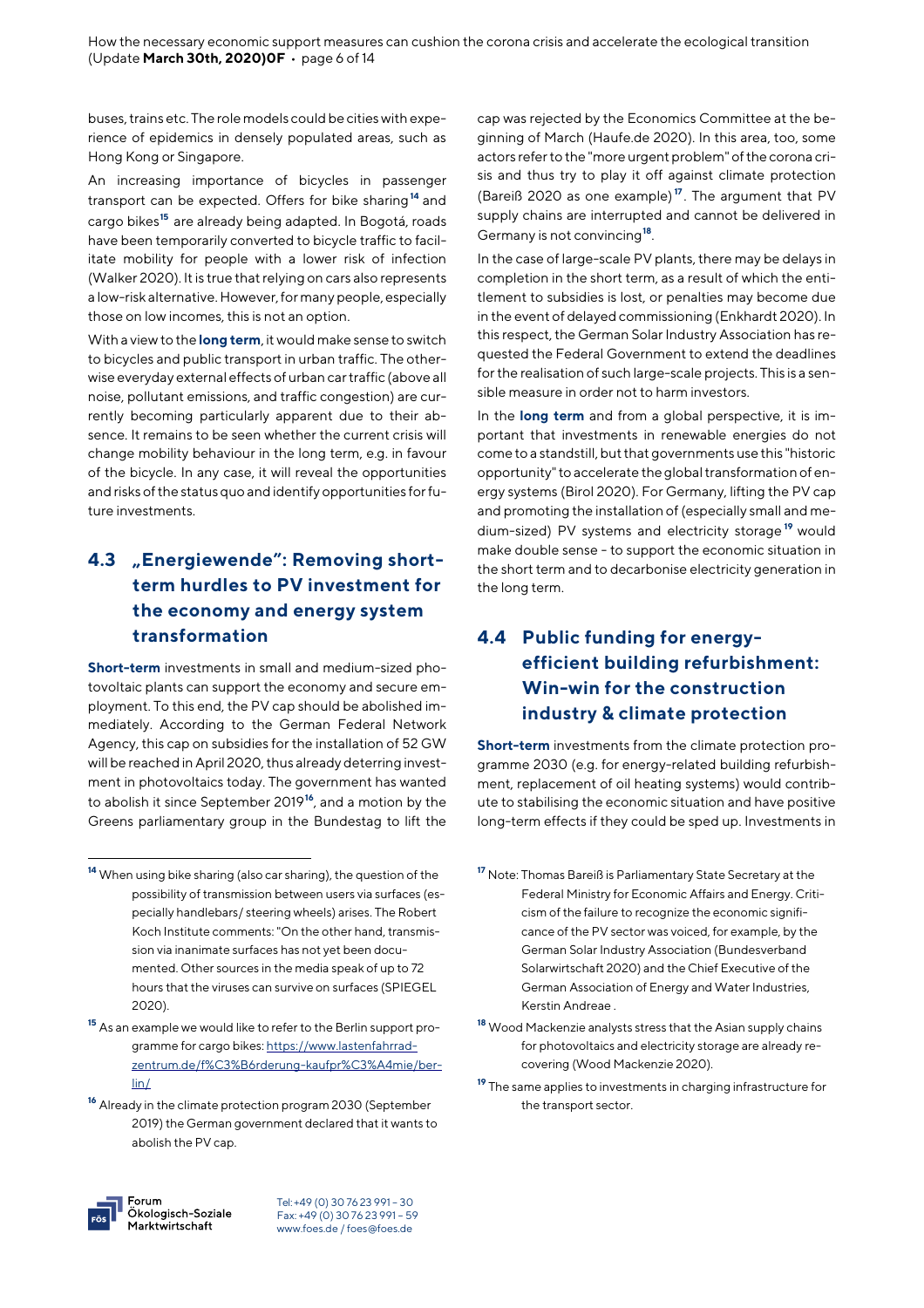buses, trains etc. The role models could be cities with experience of epidemics in densely populated areas, such as Hong Kong or Singapore.

An increasing importance of bicycles in passenger transport can be expected. Offers for bike sharing[14] and cargo bikes[15] are already being adapted. In Bogotá, roads have been temporarily converted to bicycle traffic to facilitate mobility for people with a lower risk of infection (Walker 2020). It is true that relying on cars also represents a low-risk alternative. However, for many people, especially those on low incomes, this is not an option.

With a view to the **long term**, it would make sense to switch to bicycles and public transport in urban traffic. The otherwise everyday external effects of urban car traffic (above all noise, pollutant emissions, and traffic congestion) are currently becoming particularly apparent due to their absence. It remains to be seen whether the current crisis will change mobility behaviour in the long term, e.g. in favour of the bicycle. In any case, it will reveal the opportunities and risks of the status quo and identify opportunities for future investments.

## 4.3 „Energiewende": Removing short-term hurdles to PV investment for the economy and energy system transformation

**Short-term** investments in small and medium-sized photovoltaic plants can support the economy and secure employment. To this end, the PV cap should be abolished immediately. According to the German Federal Network Agency, this cap on subsidies for the installation of 52 GW will be reached in April 2020, thus already deterring investment in photovoltaics today. The government has wanted to abolish it since September 2019[16], and a motion by the Greens parliamentary group in the Bundestag to lift the cap was rejected by the Economics Committee at the beginning of March (Haufe.de 2020). In this area, too, some actors refer to the "more urgent problem" of the corona crisis and thus try to play it off against climate protection (Bareiß 2020 as one example)[17]. The argument that PV supply chains are interrupted and cannot be delivered in Germany is not convincing[18].

In the case of large-scale PV plants, there may be delays in completion in the short term, as a result of which the entitlement to subsidies is lost, or penalties may become due in the event of delayed commissioning (Enkhardt 2020). In this respect, the German Solar Industry Association has requested the Federal Government to extend the deadlines for the realisation of such large-scale projects. This is a sensible measure in order not to harm investors.

In the **long term** and from a global perspective, it is important that investments in renewable energies do not come to a standstill, but that governments use this "historic opportunity" to accelerate the global transformation of energy systems (Birol 2020). For Germany, lifting the PV cap and promoting the installation of (especially small and medium-sized) PV systems and electricity storage[19] would make double sense - to support the economic situation in the short term and to decarbonise electricity generation in the long term.

## 4.4 Public funding for energy-efficient building refurbishment: Win-win for the construction industry & climate protection

**Short-term** investments from the climate protection programme 2030 (e.g. for energy-related building refurbishment, replacement of oil heating systems) would contribute to stabilising the economic situation and have positive long-term effects if they could be sped up. Investments in

---

[14] When using bike sharing (also car sharing), the question of the possibility of transmission between users via surfaces (especially handlebars/ steering wheels) arises. The Robert Koch Institute comments: "On the other hand, transmission via inanimate surfaces has not yet been documented. Other sources in the media speak of up to 72 hours that the viruses can survive on surfaces (SPIEGEL 2020).

[15] As an example we would like to refer to the Berlin support programme for cargo bikes: https://www.lastenfahrrad-zentrum.de/f%C3%B6rderung-kaufpr%C3%A4mie/berlin/

[16] Already in the climate protection program 2030 (September 2019) the German government declared that it wants to abolish the PV cap.

[17] Note: Thomas Bareiß is Parliamentary State Secretary at the Federal Ministry for Economic Affairs and Energy. Criticism of the failure to recognize the economic significance of the PV sector was voiced, for example, by the German Solar Industry Association (Bundesverband Solarwirtschaft 2020) and the Chief Executive of the German Association of Energy and Water Industries, Kerstin Andreae .

[18] Wood Mackenzie analysts stress that the Asian supply chains for photovoltaics and electricity storage are already recovering (Wood Mackenzie 2020).

[19] The same applies to investments in charging infrastructure for the transport sector.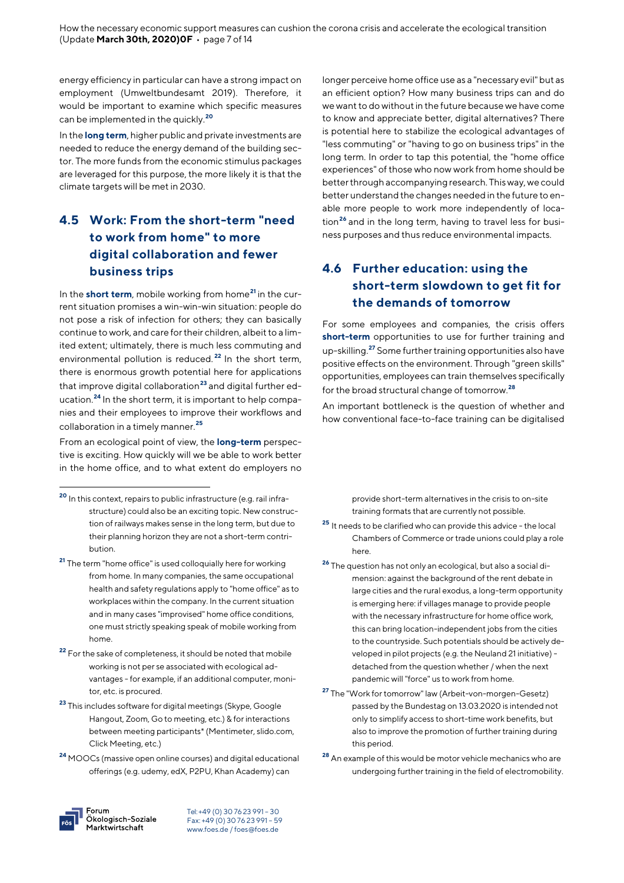energy efficiency in particular can have a strong impact on employment (Umweltbundesamt 2019). Therefore, it would be important to examine which specific measures can be implemented in the quickly.[20]

In the **long term**, higher public and private investments are needed to reduce the energy demand of the building sector. The more funds from the economic stimulus packages are leveraged for this purpose, the more likely it is that the climate targets will be met in 2030.

## 4.5 Work: From the short-term "need to work from home" to more digital collaboration and fewer business trips

In the **short term**, mobile working from home[21] in the current situation promises a win-win-win situation: people do not pose a risk of infection for others; they can basically continue to work, and care for their children, albeit to a limited extent; ultimately, there is much less commuting and environmental pollution is reduced.[22] In the short term, there is enormous growth potential here for applications that improve digital collaboration[23] and digital further education.[24] In the short term, it is important to help companies and their employees to improve their workflows and collaboration in a timely manner.[25]

From an ecological point of view, the **long-term** perspective is exciting. How quickly will we be able to work better in the home office, and to what extent do employers no longer perceive home office use as a "necessary evil" but as an efficient option? How many business trips can and do we want to do without in the future because we have come to know and appreciate better, digital alternatives? There is potential here to stabilize the ecological advantages of "less commuting" or "having to go on business trips" in the long term. In order to tap this potential, the "home office experiences" of those who now work from home should be better through accompanying research. This way, we could better understand the changes needed in the future to enable more people to work more independently of location[26] and in the long term, having to travel less for business purposes and thus reduce environmental impacts.

## 4.6 Further education: using the short-term slowdown to get fit for the demands of tomorrow

For some employees and companies, the crisis offers **short-term** opportunities to use for further training and up-skilling.[27] Some further training opportunities also have positive effects on the environment. Through "green skills" opportunities, employees can train themselves specifically for the broad structural change of tomorrow.[28]

An important bottleneck is the question of whether and how conventional face-to-face training can be digitalised

---

[20] In this context, repairs to public infrastructure (e.g. rail infrastructure) could also be an exciting topic. New construction of railways makes sense in the long term, but due to their planning horizon they are not a short-term contribution.

[21] The term "home office" is used colloquially here for working from home. In many companies, the same occupational health and safety regulations apply to "home office" as to workplaces within the company. In the current situation and in many cases "improvised" home office conditions, one must strictly speaking speak of mobile working from home.

[22] For the sake of completeness, it should be noted that mobile working is not per se associated with ecological advantages - for example, if an additional computer, monitor, etc. is procured.

[23] This includes software for digital meetings (Skype, Google Hangout, Zoom, Go to meeting, etc.) & for interactions between meeting participants* (Mentimeter, slido.com, Click Meeting, etc.)

[24] MOOCs (massive open online courses) and digital educational offerings (e.g. udemy, edX, P2PU, Khan Academy) can provide short-term alternatives in the crisis to on-site training formats that are currently not possible.

[25] It needs to be clarified who can provide this advice - the local Chambers of Commerce or trade unions could play a role here.

[26] The question has not only an ecological, but also a social dimension: against the background of the rent debate in large cities and the rural exodus, a long-term opportunity is emerging here: if villages manage to provide people with the necessary infrastructure for home office work, this can bring location-independent jobs from the cities to the countryside. Such potentials should be actively developed in pilot projects (e.g. the Neuland 21 initiative) - detached from the question whether / when the next pandemic will "force" us to work from home.

[27] The "Work for tomorrow" law (Arbeit-von-morgen-Gesetz) passed by the Bundestag on 13.03.2020 is intended not only to simplify access to short-time work benefits, but also to improve the promotion of further training during this period.

[28] An example of this would be motor vehicle mechanics who are undergoing further training in the field of electromobility.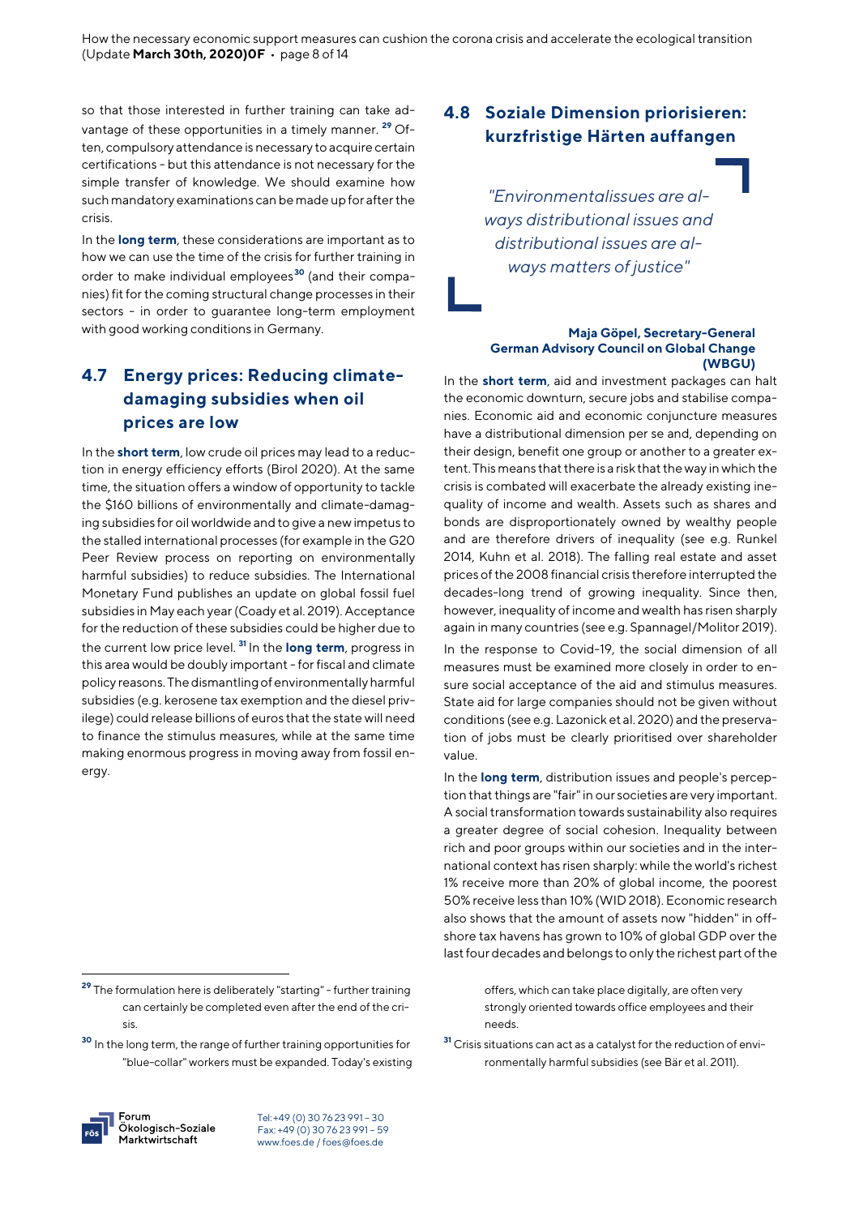so that those interested in further training can take advantage of these opportunities in a timely manner. [29] Often, compulsory attendance is necessary to acquire certain certifications - but this attendance is not necessary for the simple transfer of knowledge. We should examine how such mandatory examinations can be made up for after the crisis.

In the **long term**, these considerations are important as to how we can use the time of the crisis for further training in order to make individual employees[30] (and their companies) fit for the coming structural change processes in their sectors - in order to guarantee long-term employment with good working conditions in Germany.

## 4.7 Energy prices: Reducing climate-damaging subsidies when oil prices are low

In the **short term**, low crude oil prices may lead to a reduction in energy efficiency efforts (Birol 2020). At the same time, the situation offers a window of opportunity to tackle the $160 billions of environmentally and climate-damaging subsidies for oil worldwide and to give a new impetus to the stalled international processes (for example in the G20 Peer Review process on reporting on environmentally harmful subsidies) to reduce subsidies. The International Monetary Fund publishes an update on global fossil fuel subsidies in May each year (Coady et al. 2019). Acceptance for the reduction of these subsidies could be higher due to the current low price level. [31] In the **long term**, progress in this area would be doubly important - for fiscal and climate policy reasons. The dismantling of environmentally harmful subsidies (e.g. kerosene tax exemption and the diesel privilege) could release billions of euros that the state will need to finance the stimulus measures, while at the same time making enormous progress in moving away from fossil energy.

## 4.8 Soziale Dimension priorisieren: kurzfristige Härten auffangen

*"Environmentalissues are always distributional issues and distributional issues are always matters of justice"*

**Maja Göpel, Secretary-General German Advisory Council on Global Change (WBGU)**

In the **short term**, aid and investment packages can halt the economic downturn, secure jobs and stabilise companies. Economic aid and economic conjuncture measures have a distributional dimension per se and, depending on their design, benefit one group or another to a greater extent. This means that there is a risk that the way in which the crisis is combated will exacerbate the already existing inequality of income and wealth. Assets such as shares and bonds are disproportionately owned by wealthy people and are therefore drivers of inequality (see e.g. Runkel 2014, Kuhn et al. 2018). The falling real estate and asset prices of the 2008 financial crisis therefore interrupted the decades-long trend of growing inequality. Since then, however, inequality of income and wealth has risen sharply again in many countries (see e.g. Spannagel/Molitor 2019).

In the response to Covid-19, the social dimension of all measures must be examined more closely in order to ensure social acceptance of the aid and stimulus measures. State aid for large companies should not be given without conditions (see e.g. Lazonick et al. 2020) and the preservation of jobs must be clearly prioritised over shareholder value.

In the **long term**, distribution issues and people's perception that things are "fair" in our societies are very important. A social transformation towards sustainability also requires a greater degree of social cohesion. Inequality between rich and poor groups within our societies and in the international context has risen sharply: while the world's richest 1% receive more than 20% of global income, the poorest 50% receive less than 10% (WID 2018). Economic research also shows that the amount of assets now "hidden" in offshore tax havens has grown to 10% of global GDP over the last four decades and belongs to only the richest part of the

---

[29] The formulation here is deliberately "starting" - further training can certainly be completed even after the end of the crisis.

[30] In the long term, the range of further training opportunities for "blue-collar" workers must be expanded. Today's existing offers, which can take place digitally, are often very strongly oriented towards office employees and their needs.

[31] Crisis situations can act as a catalyst for the reduction of environmentally harmful subsidies (see Bär et al. 2011).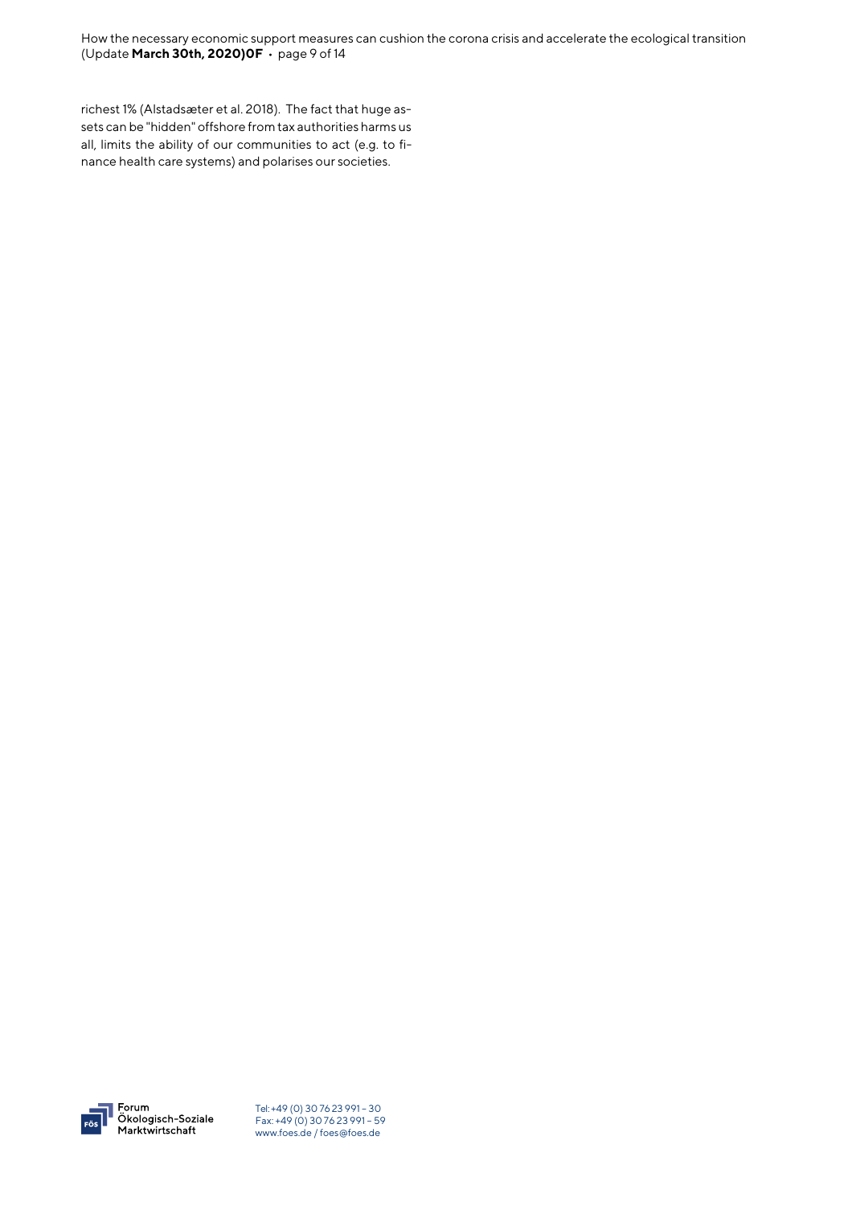richest 1% (Alstadsæter et al. 2018). The fact that huge assets can be "hidden" offshore from tax authorities harms us all, limits the ability of our communities to act (e.g. to finance health care systems) and polarises our societies.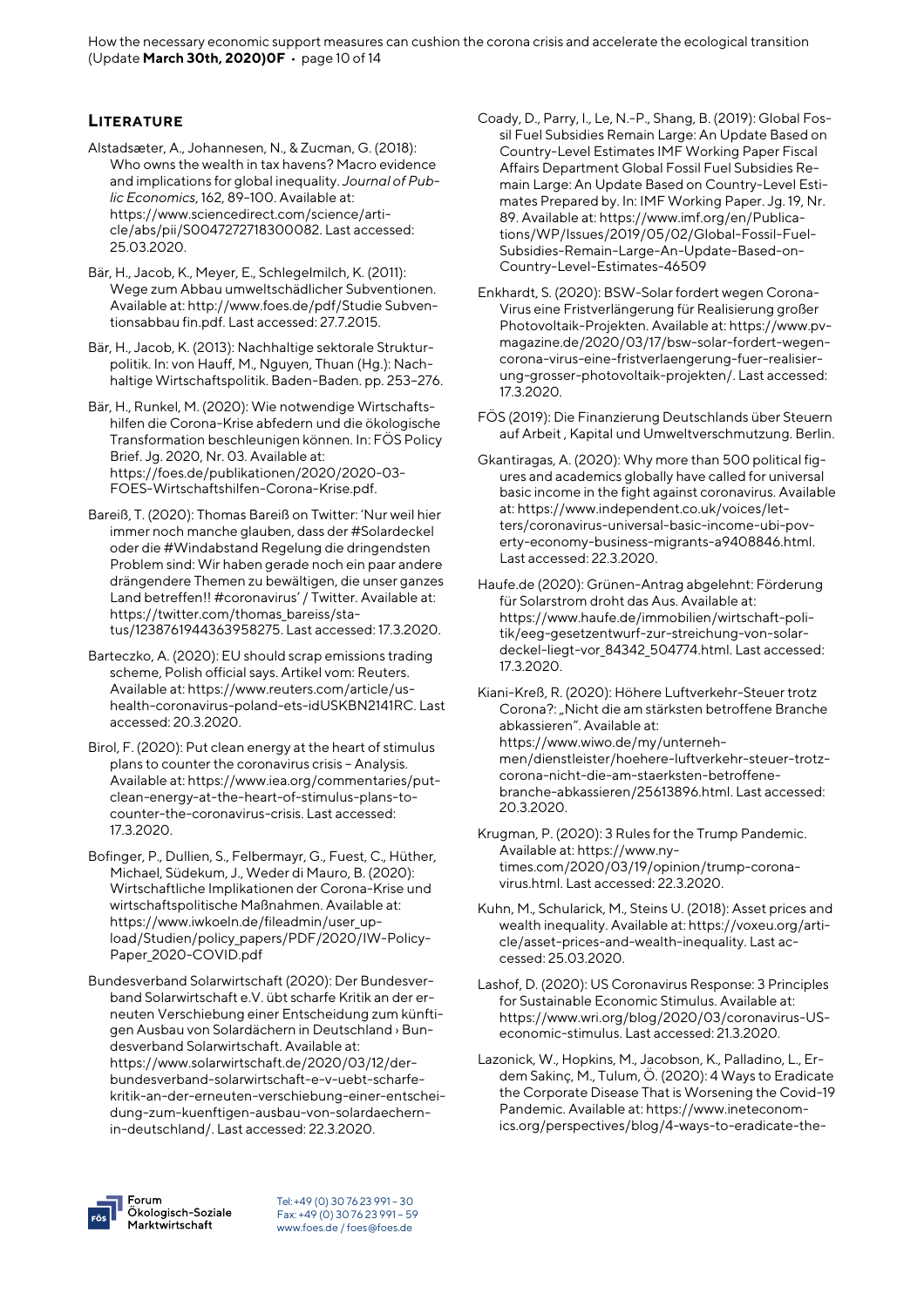## Literature

Alstadsæter, A., Johannesen, N., & Zucman, G. (2018): Who owns the wealth in tax havens? Macro evidence and implications for global inequality. *Journal of Public Economics*, 162, 89-100. Available at: https://www.sciencedirect.com/science/article/abs/pii/S0047272718300082. Last accessed: 25.03.2020.

Bär, H., Jacob, K., Meyer, E., Schlegelmilch, K. (2011): Wege zum Abbau umweltschädlicher Subventionen. Available at: http://www.foes.de/pdf/Studie Subventionsabbau fin.pdf. Last accessed: 27.7.2015.

Bär, H., Jacob, K. (2013): Nachhaltige sektorale Strukturpolitik. In: von Hauff, M., Nguyen, Thuan (Hg.): Nachhaltige Wirtschaftspolitik. Baden-Baden. pp. 253–276.

Bär, H., Runkel, M. (2020): Wie notwendige Wirtschaftshilfen die Corona-Krise abfedern und die ökologische Transformation beschleunigen können. In: FÖS Policy Brief. Jg. 2020, Nr. 03. Available at: https://foes.de/publikationen/2020/2020-03-FOES-Wirtschaftshilfen-Corona-Krise.pdf.

Bareiß, T. (2020): Thomas Bareiß on Twitter: 'Nur weil hier immer noch manche glauben, dass der #Solardeckel oder die #Windabstand Regelung die dringendsten Problem sind: Wir haben gerade noch ein paar andere drängendere Themen zu bewältigen, die unser ganzes Land betreffen!! #coronavirus' / Twitter. Available at: https://twitter.com/thomas_bareiss/status/1238761944363958275. Last accessed: 17.3.2020.

Barteczko, A. (2020): EU should scrap emissions trading scheme, Polish official says. Artikel vom: Reuters. Available at: https://www.reuters.com/article/us-health-coronavirus-poland-ets-idUSKBN2141RC. Last accessed: 20.3.2020.

Birol, F. (2020): Put clean energy at the heart of stimulus plans to counter the coronavirus crisis – Analysis. Available at: https://www.iea.org/commentaries/put-clean-energy-at-the-heart-of-stimulus-plans-to-counter-the-coronavirus-crisis. Last accessed: 17.3.2020.

Bofinger, P., Dullien, S., Felbermayr, G., Fuest, C., Hüther, Michael, Südekum, J., Weder di Mauro, B. (2020): Wirtschaftliche Implikationen der Corona-Krise und wirtschaftspolitische Maßnahmen. Available at: https://www.iwkoeln.de/fileadmin/user_upload/Studien/policy_papers/PDF/2020/IW-Policy-Paper_2020-COVID.pdf

Bundesverband Solarwirtschaft (2020): Der Bundesverband Solarwirtschaft e.V. übt scharfe Kritik an der erneuten Verschiebung einer Entscheidung zum künftigen Ausbau von Solardächern in Deutschland › Bundesverband Solarwirtschaft. Available at: https://www.solarwirtschaft.de/2020/03/12/der-bundesverband-solarwirtschaft-e-v-uebt-scharfe-kritik-an-der-erneuten-verschiebung-einer-entscheidung-zum-kuenftigen-ausbau-von-solardaechern-in-deutschland/. Last accessed: 22.3.2020.

Coady, D., Parry, I., Le, N.-P., Shang, B. (2019): Global Fossil Fuel Subsidies Remain Large: An Update Based on Country-Level Estimates IMF Working Paper Fiscal Affairs Department Global Fossil Fuel Subsidies Remain Large: An Update Based on Country-Level Estimates Prepared by. In: IMF Working Paper. Jg. 19, Nr. 89. Available at: https://www.imf.org/en/Publications/WP/Issues/2019/05/02/Global-Fossil-Fuel-Subsidies-Remain-Large-An-Update-Based-on-Country-Level-Estimates-46509

Enkhardt, S. (2020): BSW-Solar fordert wegen Corona-Virus eine Fristverlängerung für Realisierung großer Photovoltaik-Projekten. Available at: https://www.pv-magazine.de/2020/03/17/bsw-solar-fordert-wegen-corona-virus-eine-fristverlaengerung-fuer-realisierung-grosser-photovoltaik-projekten/. Last accessed: 17.3.2020.

FÖS (2019): Die Finanzierung Deutschlands über Steuern auf Arbeit , Kapital und Umweltverschmutzung. Berlin.

Gkantiragas, A. (2020): Why more than 500 political figures and academics globally have called for universal basic income in the fight against coronavirus. Available at: https://www.independent.co.uk/voices/letters/coronavirus-universal-basic-income-ubi-poverty-economy-business-migrants-a9408846.html. Last accessed: 22.3.2020.

Haufe.de (2020): Grünen-Antrag abgelehnt: Förderung für Solarstrom droht das Aus. Available at: https://www.haufe.de/immobilien/wirtschaft-politik/eeg-gesetzentwurf-zur-streichung-von-solardeckel-liegt-vor_84342_504774.html. Last accessed: 17.3.2020.

Kiani-Kreß, R. (2020): Höhere Luftverkehr-Steuer trotz Corona?: „Nicht die am stärksten betroffene Branche abkassieren". Available at: https://www.wiwo.de/my/unternehmen/dienstleister/hoehere-luftverkehr-steuer-trotz-corona-nicht-die-am-staerksten-betroffene-branche-abkassieren/25613896.html. Last accessed: 20.3.2020.

Krugman, P. (2020): 3 Rules for the Trump Pandemic. Available at: https://www.nytimes.com/2020/03/19/opinion/trump-corona-virus.html. Last accessed: 22.3.2020.

Kuhn, M., Schularick, M., Steins U. (2018): Asset prices and wealth inequality. Available at: https://voxeu.org/article/asset-prices-and-wealth-inequality. Last accessed: 25.03.2020.

Lashof, D. (2020): US Coronavirus Response: 3 Principles for Sustainable Economic Stimulus. Available at: https://www.wri.org/blog/2020/03/coronavirus-US-economic-stimulus. Last accessed: 21.3.2020.

Lazonick, W., Hopkins, M., Jacobson, K., Palladino, L., Erdem Sakinç, M., Tulum, Ö. (2020): 4 Ways to Eradicate the Corporate Disease That is Worsening the Covid-19 Pandemic. Available at: https://www.ineteconomics.org/perspectives/blog/4-ways-to-eradicate-the-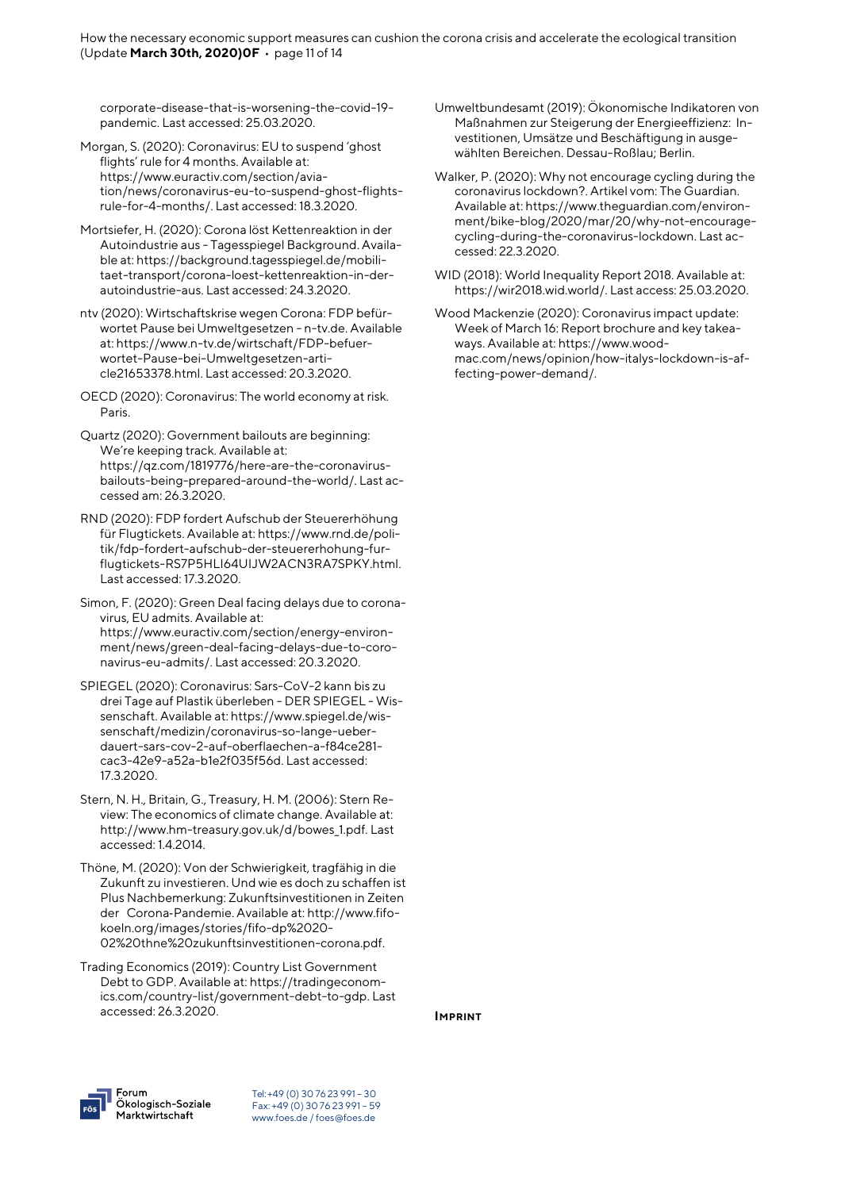corporate-disease-that-is-worsening-the-covid-19-pandemic. Last accessed: 25.03.2020.

Morgan, S. (2020): Coronavirus: EU to suspend 'ghost flights' rule for 4 months. Available at: https://www.euractiv.com/section/aviation/news/coronavirus-eu-to-suspend-ghost-flights-rule-for-4-months/. Last accessed: 18.3.2020.

Mortsiefer, H. (2020): Corona löst Kettenreaktion in der Autoindustrie aus - Tagesspiegel Background. Available at: https://background.tagesspiegel.de/mobilitaet-transport/corona-loest-kettenreaktion-in-der-autoindustrie-aus. Last accessed: 24.3.2020.

ntv (2020): Wirtschaftskrise wegen Corona: FDP befürwortet Pause bei Umweltgesetzen - n-tv.de. Available at: https://www.n-tv.de/wirtschaft/FDP-befuerwortet-Pause-bei-Umweltgesetzen-article21653378.html. Last accessed: 20.3.2020.

OECD (2020): Coronavirus: The world economy at risk. Paris.

Quartz (2020): Government bailouts are beginning: We're keeping track. Available at: https://qz.com/1819776/here-are-the-coronavirus-bailouts-being-prepared-around-the-world/. Last accessed am: 26.3.2020.

RND (2020): FDP fordert Aufschub der Steuererhöhung für Flugtickets. Available at: https://www.rnd.de/politik/fdp-fordert-aufschub-der-steuererhoehung-fur-flugtickets-RS7P5HLI64UIJW2ACN3RA7SPKY.html. Last accessed: 17.3.2020.

Simon, F. (2020): Green Deal facing delays due to coronavirus, EU admits. Available at: https://www.euractiv.com/section/energy-environment/news/green-deal-facing-delays-due-to-coronavirus-eu-admits/. Last accessed: 20.3.2020.

SPIEGEL (2020): Coronavirus: Sars-CoV-2 kann bis zu drei Tage auf Plastik überleben - DER SPIEGEL - Wissenschaft. Available at: https://www.spiegel.de/wissenschaft/medizin/coronavirus-so-lange-ueberdauert-sars-cov-2-auf-oberflaechen-a-f84ce281-cac3-42e9-a52a-b1e2f035f56d. Last accessed: 17.3.2020.

Stern, N. H., Britain, G., Treasury, H. M. (2006): Stern Review: The economics of climate change. Available at: http://www.hm-treasury.gov.uk/d/bowes_1.pdf. Last accessed: 1.4.2014.

Thöne, M. (2020): Von der Schwierigkeit, tragfähig in die Zukunft zu investieren. Und wie es doch zu schaffen ist Plus Nachbemerkung: Zukunftsinvestitionen in Zeiten der Corona-Pandemie. Available at: http://www.fifo-koeln.org/images/stories/fifo-dp%2020-02%20thne%20zukunftsinvestitionen-corona.pdf.

Trading Economics (2019): Country List Government Debt to GDP. Available at: https://tradingeconomics.com/country-list/government-debt-to-gdp. Last accessed: 26.3.2020.

Umweltbundesamt (2019): Ökonomische Indikatoren von Maßnahmen zur Steigerung der Energieeffizienz: Investitionen, Umsätze und Beschäftigung in ausgewählten Bereichen. Dessau-Roßlau; Berlin.

Walker, P. (2020): Why not encourage cycling during the coronavirus lockdown?. Artikel vom: The Guardian. Available at: https://www.theguardian.com/environment/bike-blog/2020/mar/20/why-not-encourage-cycling-during-the-coronavirus-lockdown. Last accessed: 22.3.2020.

WID (2018): World Inequality Report 2018. Available at: https://wir2018.wid.world/. Last access: 25.03.2020.

Wood Mackenzie (2020): Coronavirus impact update: Week of March 16: Report brochure and key takeaways. Available at: https://www.woodmac.com/news/opinion/how-italys-lockdown-is-affecting-power-demand/.

**Imprint**

Forum Ökologisch-Soziale Marktwirtschaft

Tel: +49 (0) 30 76 23 991 – 30
Fax: +49 (0) 30 76 23 991 – 59
www.foes.de / foes@foes.de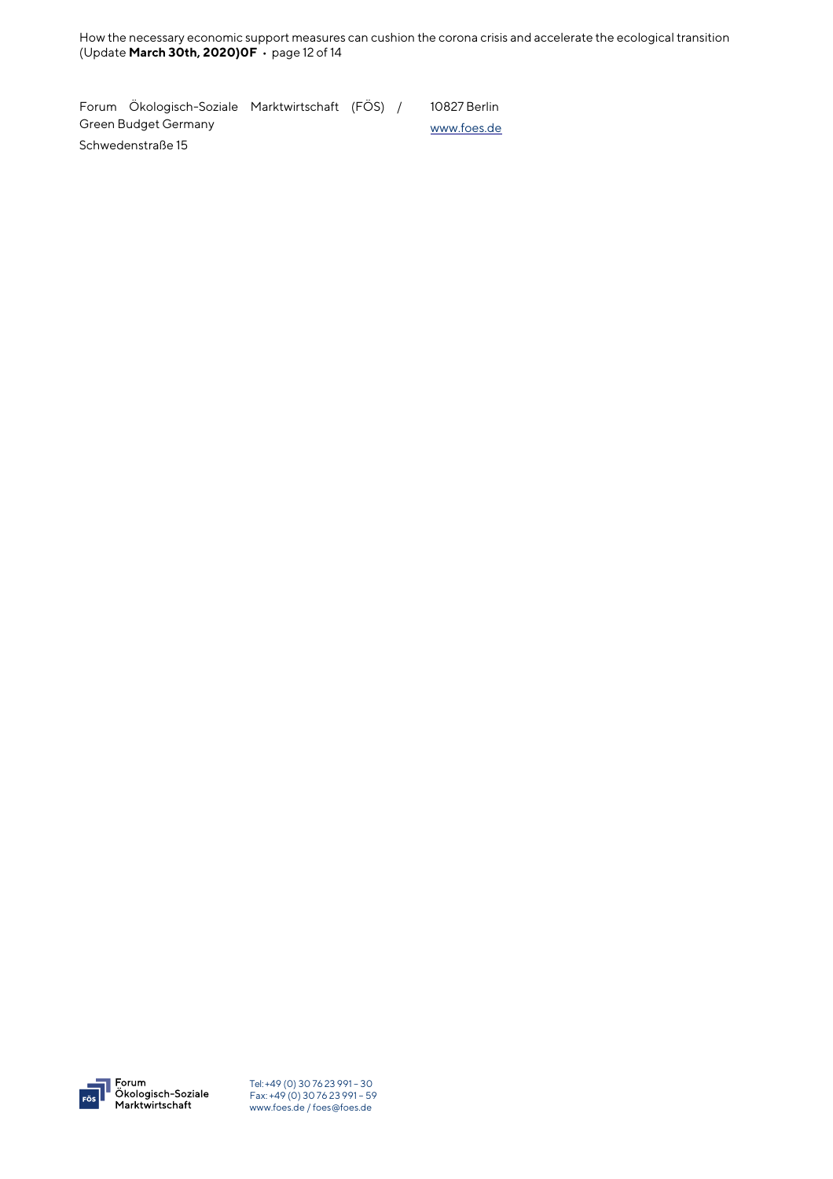Forum Ökologisch-Soziale Marktwirtschaft (FÖS) / Green Budget Germany
Schwedenstraße 15

10827 Berlin
www.foes.de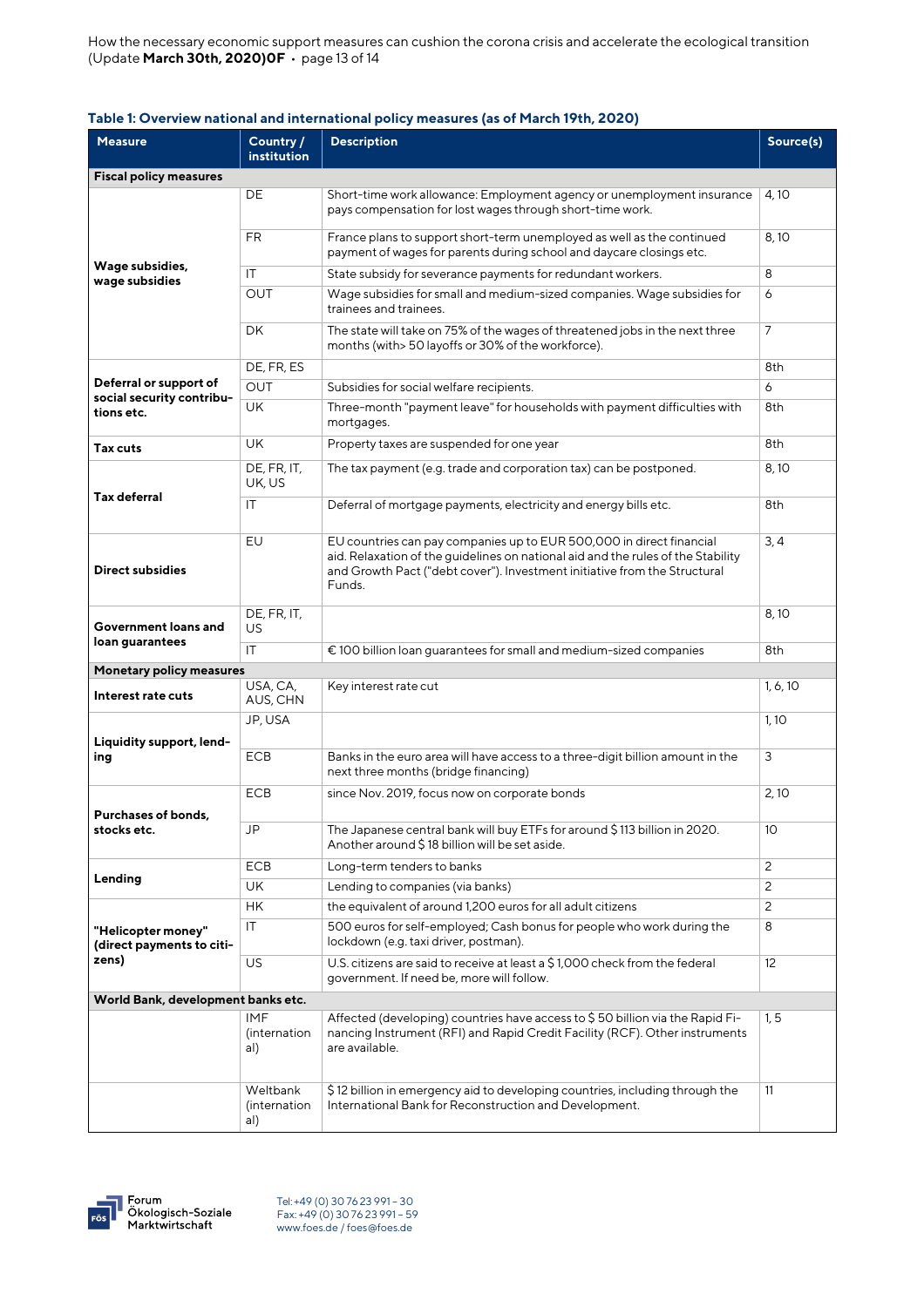**Table 1: Overview national and international policy measures (as of March 19th, 2020)**

| Measure | Country / institution | Description | Source(s) |
|---|---|---|---|
| **Fiscal policy measures** | | | |
| **Wage subsidies, wage subsidies** | DE | Short-time work allowance: Employment agency or unemployment insurance pays compensation for lost wages through short-time work. | 4, 10 |
| | FR | France plans to support short-term unemployed as well as the continued payment of wages for parents during school and daycare closings etc. | 8, 10 |
| | IT | State subsidy for severance payments for redundant workers. | 8 |
| | OUT | Wage subsidies for small and medium-sized companies. Wage subsidies for trainees and trainees. | 6 |
| | DK | The state will take on 75% of the wages of threatened jobs in the next three months (with> 50 layoffs or 30% of the workforce). | 7 |
| **Deferral or support of social security contributions etc.** | DE, FR, ES | | 8th |
| | OUT | Subsidies for social welfare recipients. | 6 |
| | UK | Three-month "payment leave" for households with payment difficulties with mortgages. | 8th |
| **Tax cuts** | UK | Property taxes are suspended for one year | 8th |
| **Tax deferral** | DE, FR, IT, UK, US | The tax payment (e.g. trade and corporation tax) can be postponed. | 8, 10 |
| | IT | Deferral of mortgage payments, electricity and energy bills etc. | 8th |
| **Direct subsidies** | EU | EU countries can pay companies up to EUR 500,000 in direct financial aid. Relaxation of the guidelines on national aid and the rules of the Stability and Growth Pact ("debt cover"). Investment initiative from the Structural Funds. | 3, 4 |
| **Government loans and loan guarantees** | DE, FR, IT, US | | 8, 10 |
| | IT | € 100 billion loan guarantees for small and medium-sized companies | 8th |
| **Monetary policy measures** | | | |
| **Interest rate cuts** | USA, CA, AUS, CHN | Key interest rate cut | 1, 6, 10 |
| **Liquidity support, lending** | JP, USA | | 1, 10 |
| | ECB | Banks in the euro area will have access to a three-digit billion amount in the next three months (bridge financing) | 3 |
| **Purchases of bonds, stocks etc.** | ECB | since Nov. 2019, focus now on corporate bonds | 2, 10 |
| | JP | The Japanese central bank will buy ETFs for around $ 113 billion in 2020. Another around $ 18 billion will be set aside. | 10 |
| **Lending** | ECB | Long-term tenders to banks | 2 |
| | UK | Lending to companies (via banks) | 2 |
| **"Helicopter money" (direct payments to citizens)** | HK | the equivalent of around 1,200 euros for all adult citizens | 2 |
| | IT | 500 euros for self-employed; Cash bonus for people who work during the lockdown (e.g. taxi driver, postman). | 8 |
| | US | U.S. citizens are said to receive at least a $ 1,000 check from the federal government. If need be, more will follow. | 12 |
| **World Bank, development banks etc.** | | | |
| | IMF (international) | Affected (developing) countries have access to $ 50 billion via the Rapid Financing Instrument (RFI) and Rapid Credit Facility (RCF). Other instruments are available. | 1, 5 |
| | Weltbank (international) | $ 12 billion in emergency aid to developing countries, including through the International Bank for Reconstruction and Development. | 11 |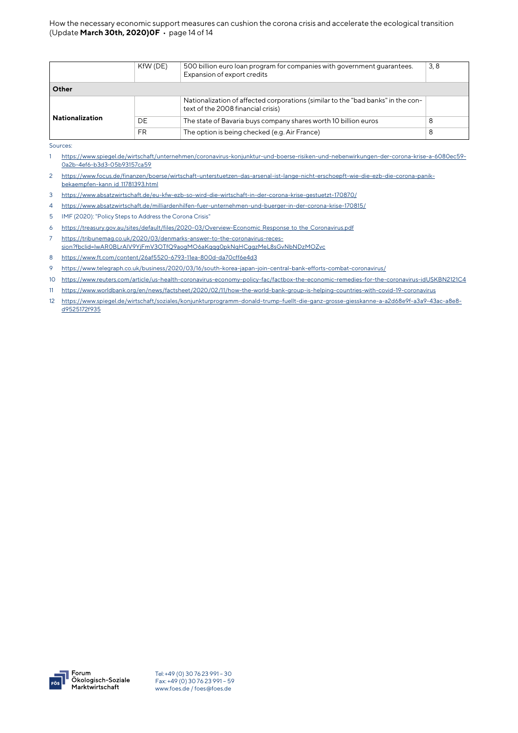| | | | |
|---|---|---|---|
| | KfW (DE) | 500 billion euro loan program for companies with government guarantees. Expansion of export credits | 3, 8 |
| **Other** | | | |
| **Nationalization** | | Nationalization of affected corporations (similar to the "bad banks" in the context of the 2008 financial crisis) | |
| | DE | The state of Bavaria buys company shares worth 10 billion euros | 8 |
| | FR | The option is being checked (e.g. Air France) | 8 |

Sources:

1. https://www.spiegel.de/wirtschaft/unternehmen/coronavirus-konjunktur-und-boerse-risiken-und-nebenwirkungen-der-corona-krise-a-6080ec59-0a2b-4ef6-b3d3-05b93157ca59
2. https://www.focus.de/finanzen/boerse/wirtschaft-unterstuetzen-das-arsenal-ist-lange-nicht-erschoepft-wie-die-ezb-die-corona-panik-bekaempfen-kann_id_11781393.html
3. https://www.absatzwirtschaft.de/eu-kfw-ezb-so-wird-die-wirtschaft-in-der-corona-krise-gestuetzt-170870/
4. https://www.absatzwirtschaft.de/milliardenhilfen-fuer-unternehmen-und-buerger-in-der-corona-krise-170815/
5. IMF (2020): "Policy Steps to Address the Corona Crisis"
6. https://treasury.gov.au/sites/default/files/2020-03/Overview-Economic_Response_to_the_Coronavirus.pdf
7. https://tribunemag.co.uk/2020/03/denmarks-answer-to-the-coronavirus-recession?fbclid=IwAR0BLrAlV9YjFmV3OTfQ9aogMO6aKqgg0pkNqHCggzMeL8sGvNbNDzMOZvc
8. https://www.ft.com/content/26af5520-6793-11ea-800d-da70cff6e4d3
9. https://www.telegraph.co.uk/business/2020/03/16/south-korea-japan-join-central-bank-efforts-combat-coronavirus/
10. https://www.reuters.com/article/us-health-coronavirus-economy-policy-fac/factbox-the-economic-remedies-for-the-coronavirus-idUSKBN2121C4
11. https://www.worldbank.org/en/news/factsheet/2020/02/11/how-the-world-bank-group-is-helping-countries-with-covid-19-coronavirus
12. https://www.spiegel.de/wirtschaft/soziales/konjunkturprogramm-donald-trump-fuellt-die-ganz-grosse-giesskanne-a-a2d68e9f-a3a9-43ac-a8e8-d9525172f935

Forum Ökologisch-Soziale Marktwirtschaft

Tel: +49 (0) 30 76 23 991 – 30
Fax: +49 (0) 30 76 23 991 – 59
www.foes.de / foes@foes.de